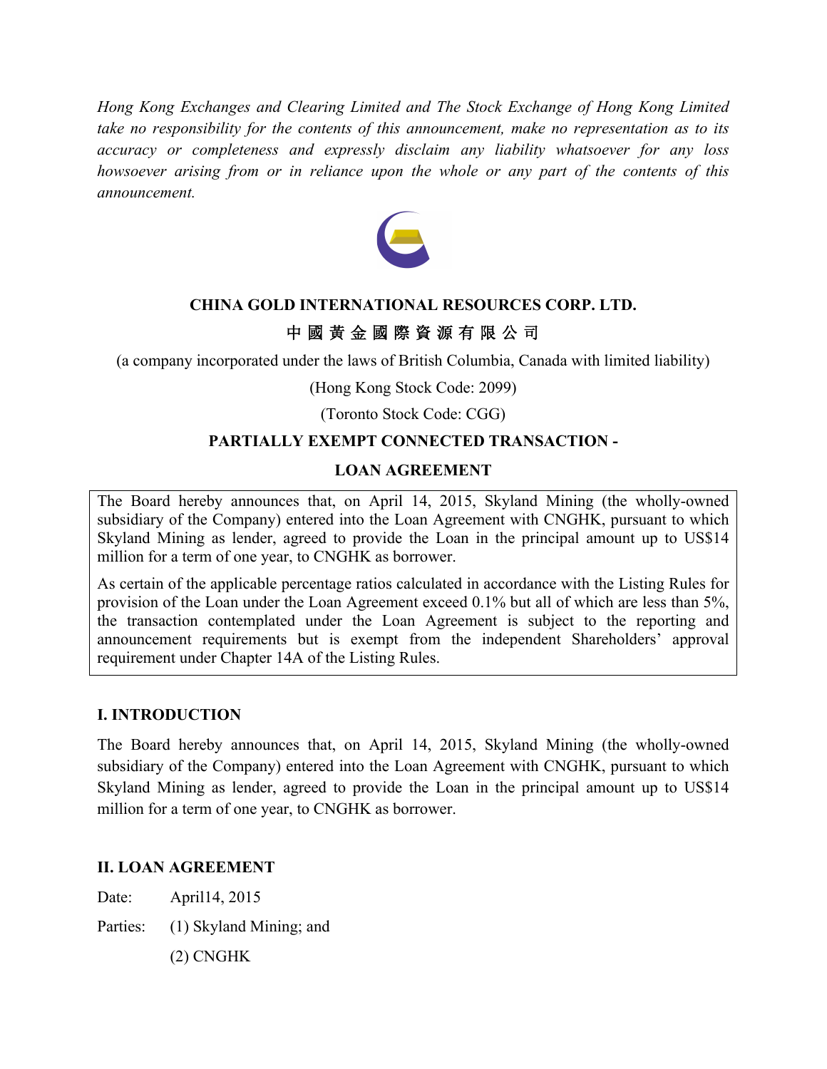*Hong Kong Exchanges and Clearing Limited and The Stock Exchange of Hong Kong Limited take no responsibility for the contents of this announcement, make no representation as to its accuracy or completeness and expressly disclaim any liability whatsoever for any loss howsoever arising from or in reliance upon the whole or any part of the contents of this announcement.*

# CHINA GOLD INTERNATIONAL RESOURCES CORP. LTD.

# 中 國 黃 金 國 際 資 源 有 限 公 司

(a company incorporated under the laws of British Columbia, Canada with limited liability)

(Hong Kong Stock Code: 2099)

(Toronto Stock Code: CGG)

## PARTIALLY EXEMPT CONNECTED TRANSACTION - LOAN AGREEMENT

The Board hereby announces that, on April 14, 2015, Skyland Mining (the wholly-owned subsidiary of the Company) entered into the Loan Agreement with CNGHK, pursuant to which Skyland Mining as lender, agreed to provide the Loan in the principal amount up to US$14 million for a term of one year, to CNGHK as borrower.

As certain of the applicable percentage ratios calculated in accordance with the Listing Rules for provision of the Loan under the Loan Agreement exceed 0.1% but all of which are less than 5%, the transaction contemplated under the Loan Agreement is subject to the reporting and announcement requirements but is exempt from the independent Shareholders' approval requirement under Chapter 14A of the Listing Rules.

## I. INTRODUCTION

The Board hereby announces that, on April 14, 2015, Skyland Mining (the wholly-owned subsidiary of the Company) entered into the Loan Agreement with CNGHK, pursuant to which Skyland Mining as lender, agreed to provide the Loan in the principal amount up to US$14 million for a term of one year, to CNGHK as borrower.

## II. LOAN AGREEMENT

Date: April14, 2015

Parties: (1) Skyland Mining; and

(2) CNGHK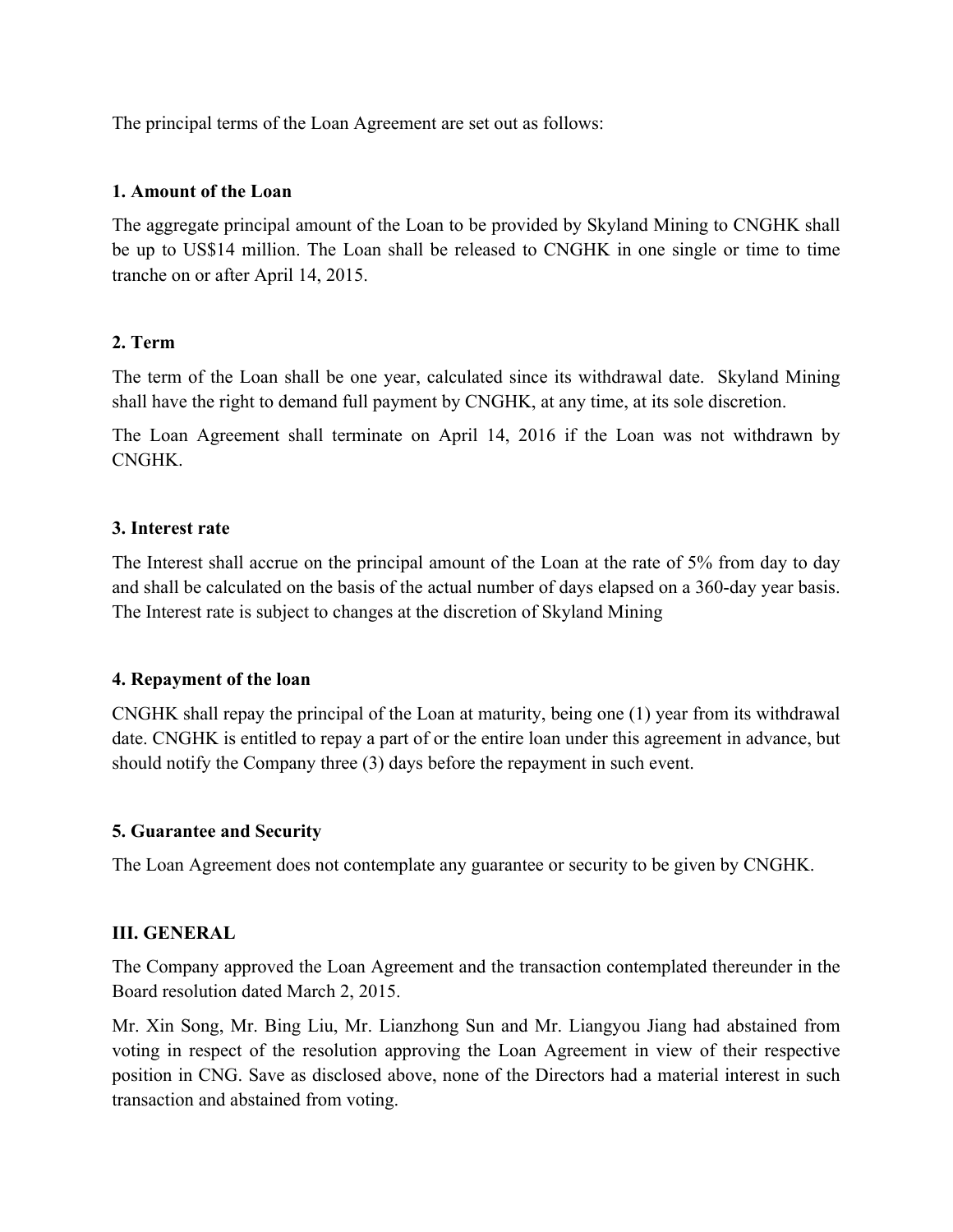The principal terms of the Loan Agreement are set out as follows:

**1. Amount of the Loan**

The aggregate principal amount of the Loan to be provided by Skyland Mining to CNGHK shall be up to US$14 million. The Loan shall be released to CNGHK in one single or time to time tranche on or after April 14, 2015.

**2. Term**

The term of the Loan shall be one year, calculated since its withdrawal date. Skyland Mining shall have the right to demand full payment by CNGHK, at any time, at its sole discretion.

The Loan Agreement shall terminate on April 14, 2016 if the Loan was not withdrawn by CNGHK.

**3. Interest rate**

The Interest shall accrue on the principal amount of the Loan at the rate of 5% from day to day and shall be calculated on the basis of the actual number of days elapsed on a 360-day year basis. The Interest rate is subject to changes at the discretion of Skyland Mining

**4. Repayment of the loan**

CNGHK shall repay the principal of the Loan at maturity, being one (1) year from its withdrawal date. CNGHK is entitled to repay a part of or the entire loan under this agreement in advance, but should notify the Company three (3) days before the repayment in such event.

**5. Guarantee and Security**

The Loan Agreement does not contemplate any guarantee or security to be given by CNGHK.

**III. GENERAL**

The Company approved the Loan Agreement and the transaction contemplated thereunder in the Board resolution dated March 2, 2015.

Mr. Xin Song, Mr. Bing Liu, Mr. Lianzhong Sun and Mr. Liangyou Jiang had abstained from voting in respect of the resolution approving the Loan Agreement in view of their respective position in CNG. Save as disclosed above, none of the Directors had a material interest in such transaction and abstained from voting.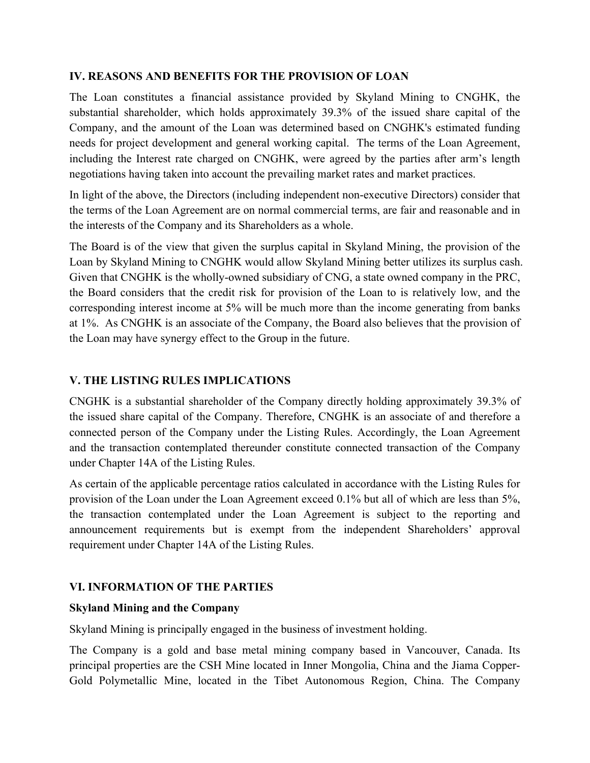## IV. REASONS AND BENEFITS FOR THE PROVISION OF LOAN

The Loan constitutes a financial assistance provided by Skyland Mining to CNGHK, the substantial shareholder, which holds approximately 39.3% of the issued share capital of the Company, and the amount of the Loan was determined based on CNGHK's estimated funding needs for project development and general working capital. The terms of the Loan Agreement, including the Interest rate charged on CNGHK, were agreed by the parties after arm's length negotiations having taken into account the prevailing market rates and market practices.

In light of the above, the Directors (including independent non-executive Directors) consider that the terms of the Loan Agreement are on normal commercial terms, are fair and reasonable and in the interests of the Company and its Shareholders as a whole.

The Board is of the view that given the surplus capital in Skyland Mining, the provision of the Loan by Skyland Mining to CNGHK would allow Skyland Mining better utilizes its surplus cash. Given that CNGHK is the wholly-owned subsidiary of CNG, a state owned company in the PRC, the Board considers that the credit risk for provision of the Loan to is relatively low, and the corresponding interest income at 5% will be much more than the income generating from banks at 1%. As CNGHK is an associate of the Company, the Board also believes that the provision of the Loan may have synergy effect to the Group in the future.

## V. THE LISTING RULES IMPLICATIONS

CNGHK is a substantial shareholder of the Company directly holding approximately 39.3% of the issued share capital of the Company. Therefore, CNGHK is an associate of and therefore a connected person of the Company under the Listing Rules. Accordingly, the Loan Agreement and the transaction contemplated thereunder constitute connected transaction of the Company under Chapter 14A of the Listing Rules.

As certain of the applicable percentage ratios calculated in accordance with the Listing Rules for provision of the Loan under the Loan Agreement exceed 0.1% but all of which are less than 5%, the transaction contemplated under the Loan Agreement is subject to the reporting and announcement requirements but is exempt from the independent Shareholders' approval requirement under Chapter 14A of the Listing Rules.

## VI. INFORMATION OF THE PARTIES

**Skyland Mining and the Company**

Skyland Mining is principally engaged in the business of investment holding.

The Company is a gold and base metal mining company based in Vancouver, Canada. Its principal properties are the CSH Mine located in Inner Mongolia, China and the Jiama Copper-Gold Polymetallic Mine, located in the Tibet Autonomous Region, China. The Company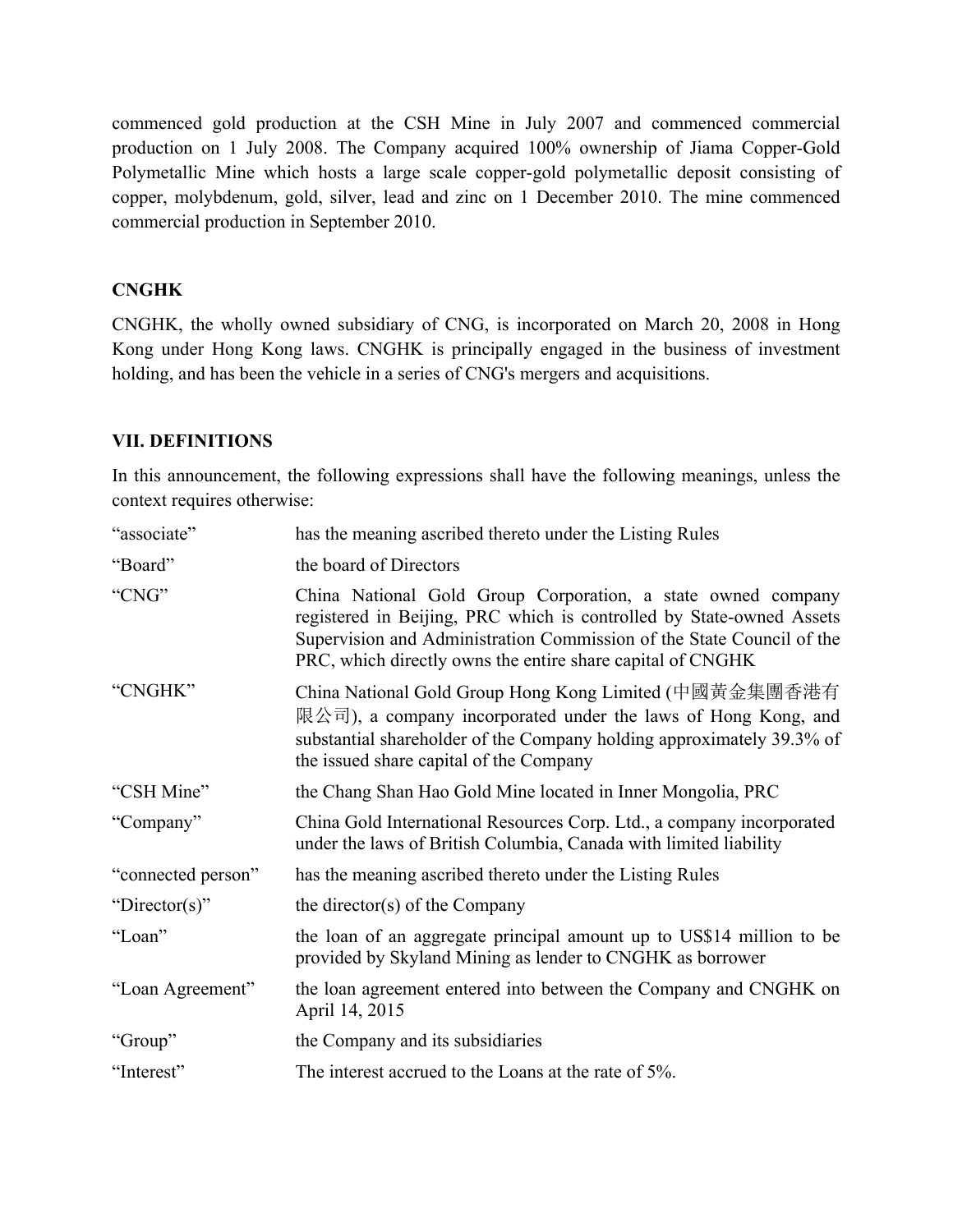commenced gold production at the CSH Mine in July 2007 and commenced commercial production on 1 July 2008. The Company acquired 100% ownership of Jiama Copper-Gold Polymetallic Mine which hosts a large scale copper-gold polymetallic deposit consisting of copper, molybdenum, gold, silver, lead and zinc on 1 December 2010. The mine commenced commercial production in September 2010.

**CNGHK**

CNGHK, the wholly owned subsidiary of CNG, is incorporated on March 20, 2008 in Hong Kong under Hong Kong laws. CNGHK is principally engaged in the business of investment holding, and has been the vehicle in a series of CNG's mergers and acquisitions.

## VII. DEFINITIONS

In this announcement, the following expressions shall have the following meanings, unless the context requires otherwise:

| | |
|---|---|
| "associate" | has the meaning ascribed thereto under the Listing Rules |
| "Board" | the board of Directors |
| "CNG" | China National Gold Group Corporation, a state owned company registered in Beijing, PRC which is controlled by State-owned Assets Supervision and Administration Commission of the State Council of the PRC, which directly owns the entire share capital of CNGHK |
| "CNGHK" | China National Gold Group Hong Kong Limited (中國黃金集團香港有限公司), a company incorporated under the laws of Hong Kong, and substantial shareholder of the Company holding approximately 39.3% of the issued share capital of the Company |
| "CSH Mine" | the Chang Shan Hao Gold Mine located in Inner Mongolia, PRC |
| "Company" | China Gold International Resources Corp. Ltd., a company incorporated under the laws of British Columbia, Canada with limited liability |
| "connected person" | has the meaning ascribed thereto under the Listing Rules |
| "Director(s)" | the director(s) of the Company |
| "Loan" | the loan of an aggregate principal amount up to US$14 million to be provided by Skyland Mining as lender to CNGHK as borrower |
| "Loan Agreement" | the loan agreement entered into between the Company and CNGHK on April 14, 2015 |
| "Group" | the Company and its subsidiaries |
| "Interest" | The interest accrued to the Loans at the rate of 5%. |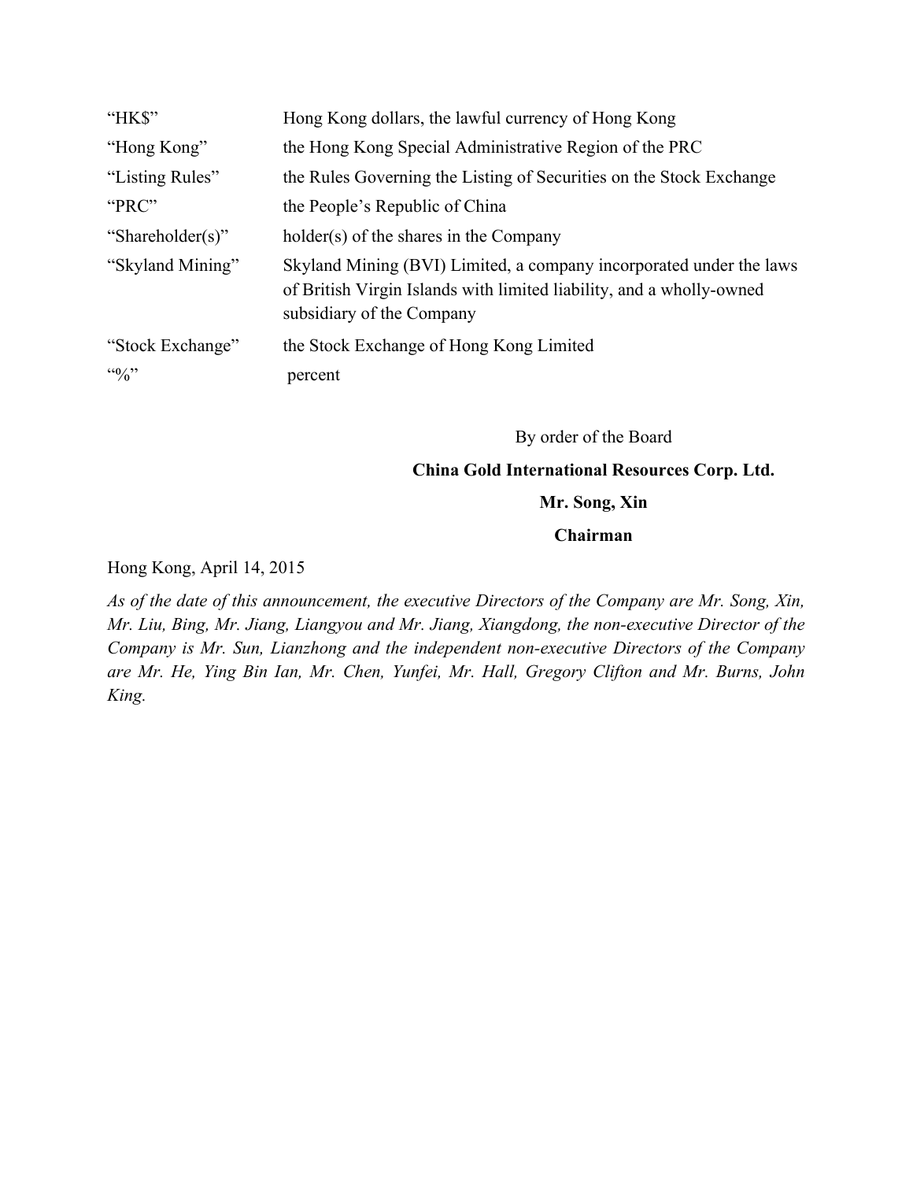| | |
|---|---|
| "HK$" | Hong Kong dollars, the lawful currency of Hong Kong |
| "Hong Kong" | the Hong Kong Special Administrative Region of the PRC |
| "Listing Rules" | the Rules Governing the Listing of Securities on the Stock Exchange |
| "PRC" | the People's Republic of China |
| "Shareholder(s)" | holder(s) of the shares in the Company |
| "Skyland Mining" | Skyland Mining (BVI) Limited, a company incorporated under the laws of British Virgin Islands with limited liability, and a wholly-owned subsidiary of the Company |
| "Stock Exchange" | the Stock Exchange of Hong Kong Limited |
| "%" | percent |

By order of the Board

**China Gold International Resources Corp. Ltd.**

**Mr. Song, Xin**

**Chairman**

Hong Kong, April 14, 2015

*As of the date of this announcement, the executive Directors of the Company are Mr. Song, Xin, Mr. Liu, Bing, Mr. Jiang, Liangyou and Mr. Jiang, Xiangdong, the non-executive Director of the Company is Mr. Sun, Lianzhong and the independent non-executive Directors of the Company are Mr. He, Ying Bin Ian, Mr. Chen, Yunfei, Mr. Hall, Gregory Clifton and Mr. Burns, John King.*